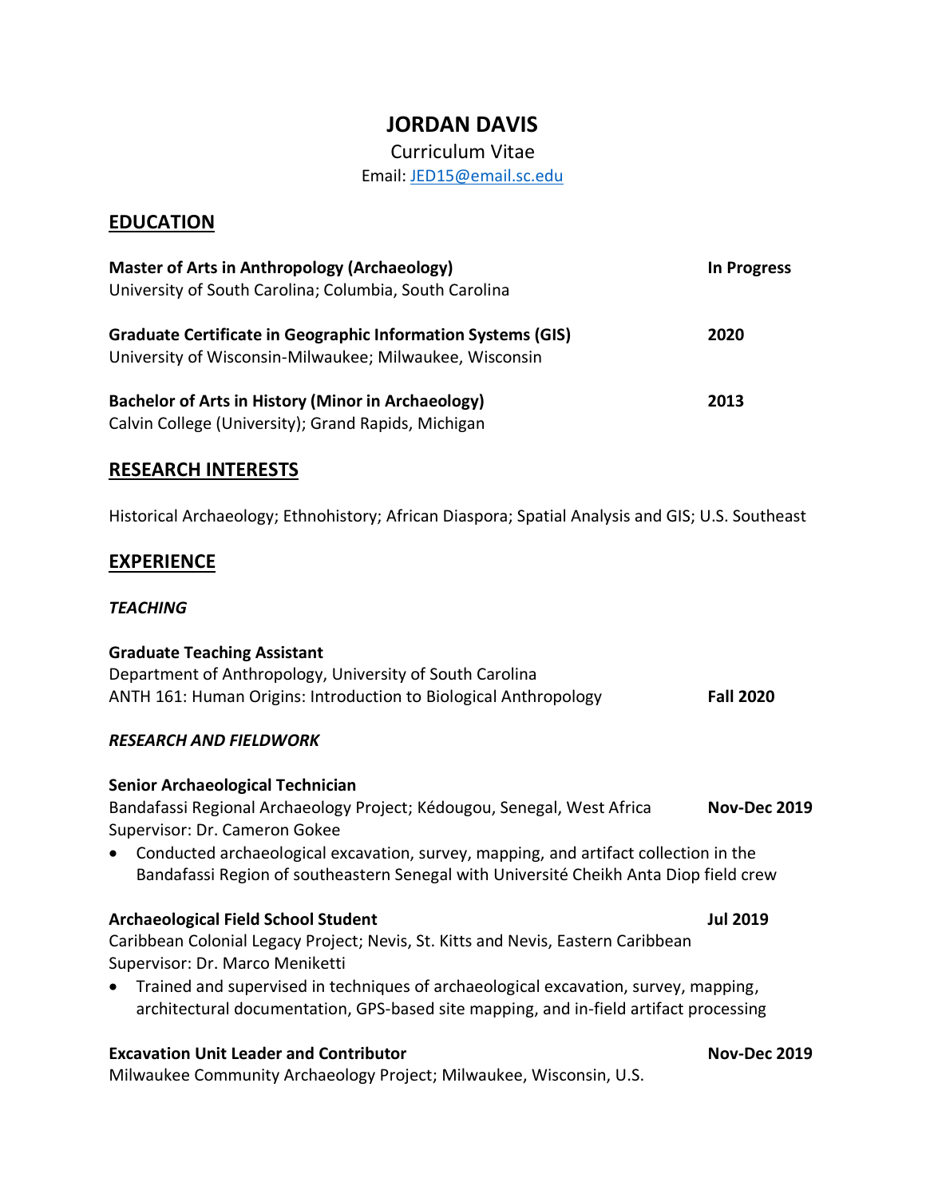# JORDAN DAVIS

Curriculum Vitae

Email: [JED15@email.sc.edu](mailto:JED15@email.sc.edu)

## EDUCATION

**Master of Arts in Anthropology (Archaeology)** — **In Progress**
University of South Carolina; Columbia, South Carolina

**Graduate Certificate in Geographic Information Systems (GIS)** — **2020**
University of Wisconsin-Milwaukee; Milwaukee, Wisconsin

**Bachelor of Arts in History (Minor in Archaeology)** — **2013**
Calvin College (University); Grand Rapids, Michigan

## RESEARCH INTERESTS

Historical Archaeology; Ethnohistory; African Diaspora; Spatial Analysis and GIS; U.S. Southeast

## EXPERIENCE

### *TEACHING*

**Graduate Teaching Assistant**
Department of Anthropology, University of South Carolina
ANTH 161: Human Origins: Introduction to Biological Anthropology — **Fall 2020**

### *RESEARCH AND FIELDWORK*

**Senior Archaeological Technician**
Bandafassi Regional Archaeology Project; Kédougou, Senegal, West Africa — **Nov-Dec 2019**
Supervisor: Dr. Cameron Gokee

- Conducted archaeological excavation, survey, mapping, and artifact collection in the Bandafassi Region of southeastern Senegal with Université Cheikh Anta Diop field crew

**Archaeological Field School Student** — **Jul 2019**
Caribbean Colonial Legacy Project; Nevis, St. Kitts and Nevis, Eastern Caribbean
Supervisor: Dr. Marco Meniketti

- Trained and supervised in techniques of archaeological excavation, survey, mapping, architectural documentation, GPS-based site mapping, and in-field artifact processing

**Excavation Unit Leader and Contributor** — **Nov-Dec 2019**
Milwaukee Community Archaeology Project; Milwaukee, Wisconsin, U.S.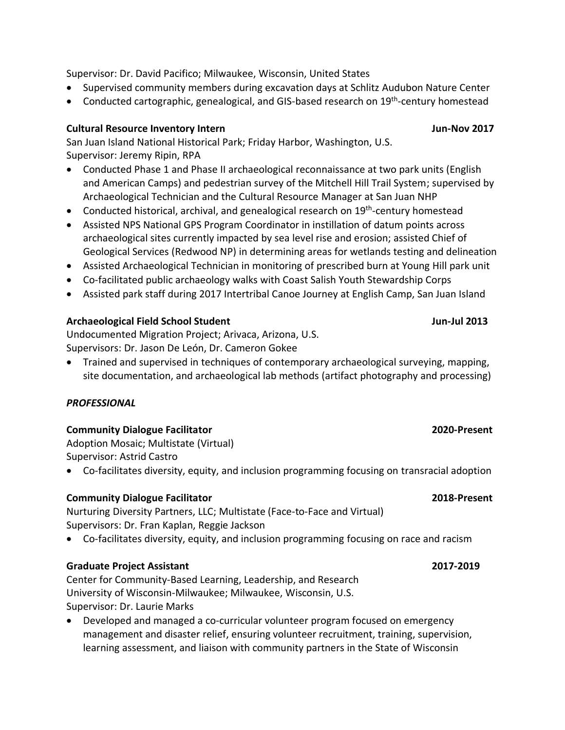Supervisor: Dr. David Pacifico; Milwaukee, Wisconsin, United States

- Supervised community members during excavation days at Schlitz Audubon Nature Center
- Conducted cartographic, genealogical, and GIS-based research on 19th-century homestead

**Cultural Resource Inventory Intern** **Jun-Nov 2017**

San Juan Island National Historical Park; Friday Harbor, Washington, U.S.
Supervisor: Jeremy Ripin, RPA

- Conducted Phase 1 and Phase II archaeological reconnaissance at two park units (English and American Camps) and pedestrian survey of the Mitchell Hill Trail System; supervised by Archaeological Technician and the Cultural Resource Manager at San Juan NHP
- Conducted historical, archival, and genealogical research on 19th-century homestead
- Assisted NPS National GPS Program Coordinator in instillation of datum points across archaeological sites currently impacted by sea level rise and erosion; assisted Chief of Geological Services (Redwood NP) in determining areas for wetlands testing and delineation
- Assisted Archaeological Technician in monitoring of prescribed burn at Young Hill park unit
- Co-facilitated public archaeology walks with Coast Salish Youth Stewardship Corps
- Assisted park staff during 2017 Intertribal Canoe Journey at English Camp, San Juan Island

**Archaeological Field School Student** **Jun-Jul 2013**

Undocumented Migration Project; Arivaca, Arizona, U.S.
Supervisors: Dr. Jason De León, Dr. Cameron Gokee

- Trained and supervised in techniques of contemporary archaeological surveying, mapping, site documentation, and archaeological lab methods (artifact photography and processing)

***PROFESSIONAL***

**Community Dialogue Facilitator** **2020-Present**

Adoption Mosaic; Multistate (Virtual)
Supervisor: Astrid Castro

- Co-facilitates diversity, equity, and inclusion programming focusing on transracial adoption

**Community Dialogue Facilitator** **2018-Present**

Nurturing Diversity Partners, LLC; Multistate (Face-to-Face and Virtual)
Supervisors: Dr. Fran Kaplan, Reggie Jackson

- Co-facilitates diversity, equity, and inclusion programming focusing on race and racism

**Graduate Project Assistant** **2017-2019**

Center for Community-Based Learning, Leadership, and Research
University of Wisconsin-Milwaukee; Milwaukee, Wisconsin, U.S.
Supervisor: Dr. Laurie Marks

- Developed and managed a co-curricular volunteer program focused on emergency management and disaster relief, ensuring volunteer recruitment, training, supervision, learning assessment, and liaison with community partners in the State of Wisconsin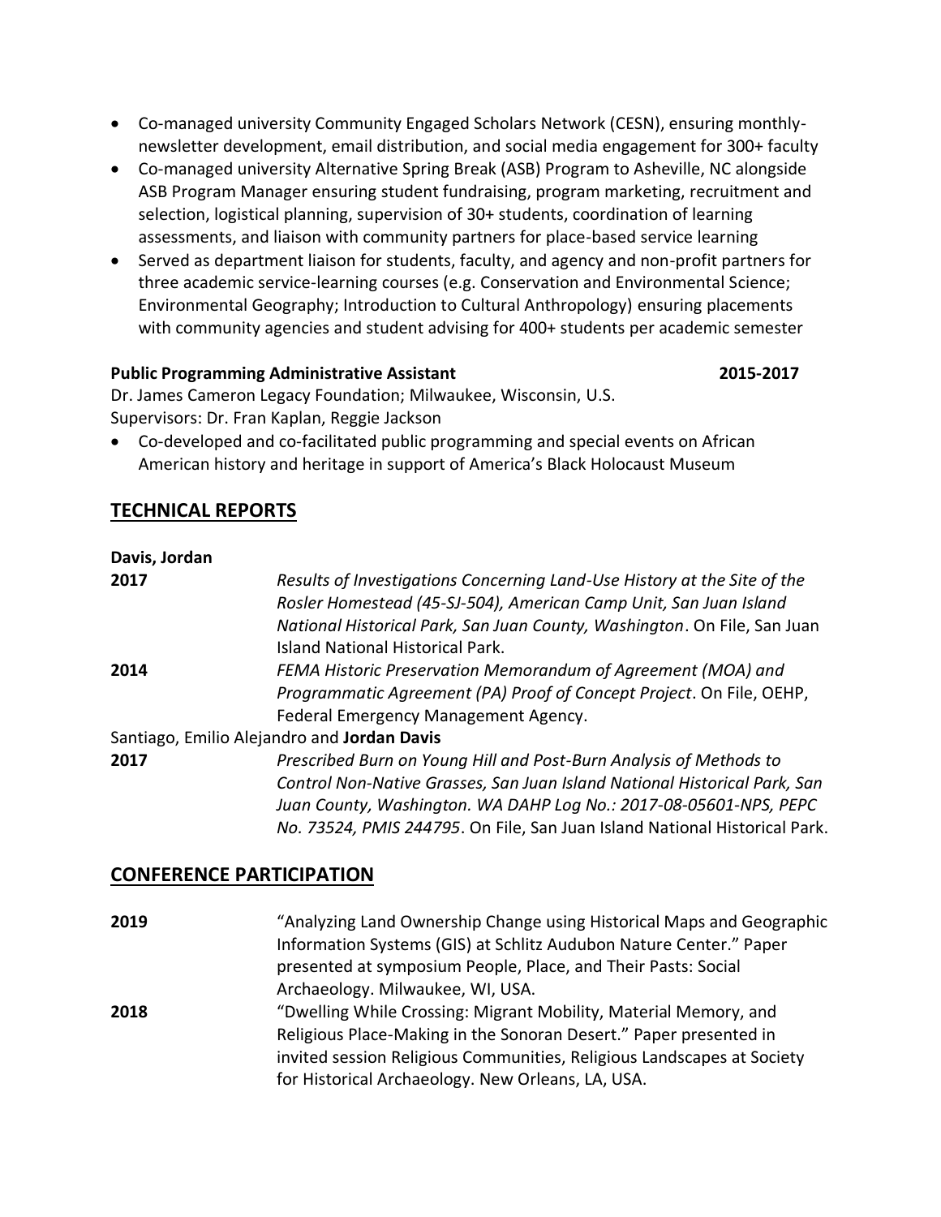- Co-managed university Community Engaged Scholars Network (CESN), ensuring monthly-newsletter development, email distribution, and social media engagement for 300+ faculty
- Co-managed university Alternative Spring Break (ASB) Program to Asheville, NC alongside ASB Program Manager ensuring student fundraising, program marketing, recruitment and selection, logistical planning, supervision of 30+ students, coordination of learning assessments, and liaison with community partners for place-based service learning
- Served as department liaison for students, faculty, and agency and non-profit partners for three academic service-learning courses (e.g. Conservation and Environmental Science; Environmental Geography; Introduction to Cultural Anthropology) ensuring placements with community agencies and student advising for 400+ students per academic semester

**Public Programming Administrative Assistant** **2015-2017**

Dr. James Cameron Legacy Foundation; Milwaukee, Wisconsin, U.S.
Supervisors: Dr. Fran Kaplan, Reggie Jackson

- Co-developed and co-facilitated public programming and special events on African American history and heritage in support of America's Black Holocaust Museum

## TECHNICAL REPORTS

**Davis, Jordan**

**2017** *Results of Investigations Concerning Land-Use History at the Site of the Rosler Homestead (45-SJ-504), American Camp Unit, San Juan Island National Historical Park, San Juan County, Washington*. On File, San Juan Island National Historical Park.

**2014** *FEMA Historic Preservation Memorandum of Agreement (MOA) and Programmatic Agreement (PA) Proof of Concept Project*. On File, OEHP, Federal Emergency Management Agency.

Santiago, Emilio Alejandro and **Jordan Davis**

**2017** *Prescribed Burn on Young Hill and Post-Burn Analysis of Methods to Control Non-Native Grasses, San Juan Island National Historical Park, San Juan County, Washington. WA DAHP Log No.: 2017-08-05601-NPS, PEPC No. 73524, PMIS 244795*. On File, San Juan Island National Historical Park.

## CONFERENCE PARTICIPATION

**2019** "Analyzing Land Ownership Change using Historical Maps and Geographic Information Systems (GIS) at Schlitz Audubon Nature Center." Paper presented at symposium People, Place, and Their Pasts: Social Archaeology. Milwaukee, WI, USA.

**2018** "Dwelling While Crossing: Migrant Mobility, Material Memory, and Religious Place-Making in the Sonoran Desert." Paper presented in invited session Religious Communities, Religious Landscapes at Society for Historical Archaeology. New Orleans, LA, USA.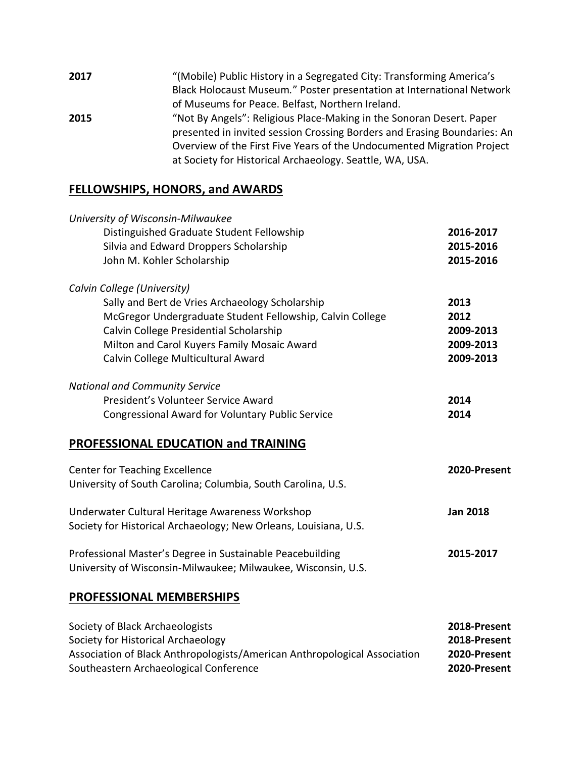**2017** “(Mobile) Public History in a Segregated City: Transforming America’s Black Holocaust Museum.” Poster presentation at International Network of Museums for Peace. Belfast, Northern Ireland.

**2015** “Not By Angels”: Religious Place-Making in the Sonoran Desert. Paper presented in invited session Crossing Borders and Erasing Boundaries: An Overview of the First Five Years of the Undocumented Migration Project at Society for Historical Archaeology. Seattle, WA, USA.

## FELLOWSHIPS, HONORS, and AWARDS

*University of Wisconsin-Milwaukee*

- Distinguished Graduate Student Fellowship **2016-2017**
- Silvia and Edward Droppers Scholarship **2015-2016**
- John M. Kohler Scholarship **2015-2016**

*Calvin College (University)*

- Sally and Bert de Vries Archaeology Scholarship **2013**
- McGregor Undergraduate Student Fellowship, Calvin College **2012**
- Calvin College Presidential Scholarship **2009-2013**
- Milton and Carol Kuyers Family Mosaic Award **2009-2013**
- Calvin College Multicultural Award **2009-2013**

*National and Community Service*

- President’s Volunteer Service Award **2014**
- Congressional Award for Voluntary Public Service **2014**

## PROFESSIONAL EDUCATION and TRAINING

Center for Teaching Excellence **2020-Present**
University of South Carolina; Columbia, South Carolina, U.S.

Underwater Cultural Heritage Awareness Workshop **Jan 2018**
Society for Historical Archaeology; New Orleans, Louisiana, U.S.

Professional Master’s Degree in Sustainable Peacebuilding **2015-2017**
University of Wisconsin-Milwaukee; Milwaukee, Wisconsin, U.S.

## PROFESSIONAL MEMBERSHIPS

- Society of Black Archaeologists **2018-Present**
- Society for Historical Archaeology **2018-Present**
- Association of Black Anthropologists/American Anthropological Association **2020-Present**
- Southeastern Archaeological Conference **2020-Present**